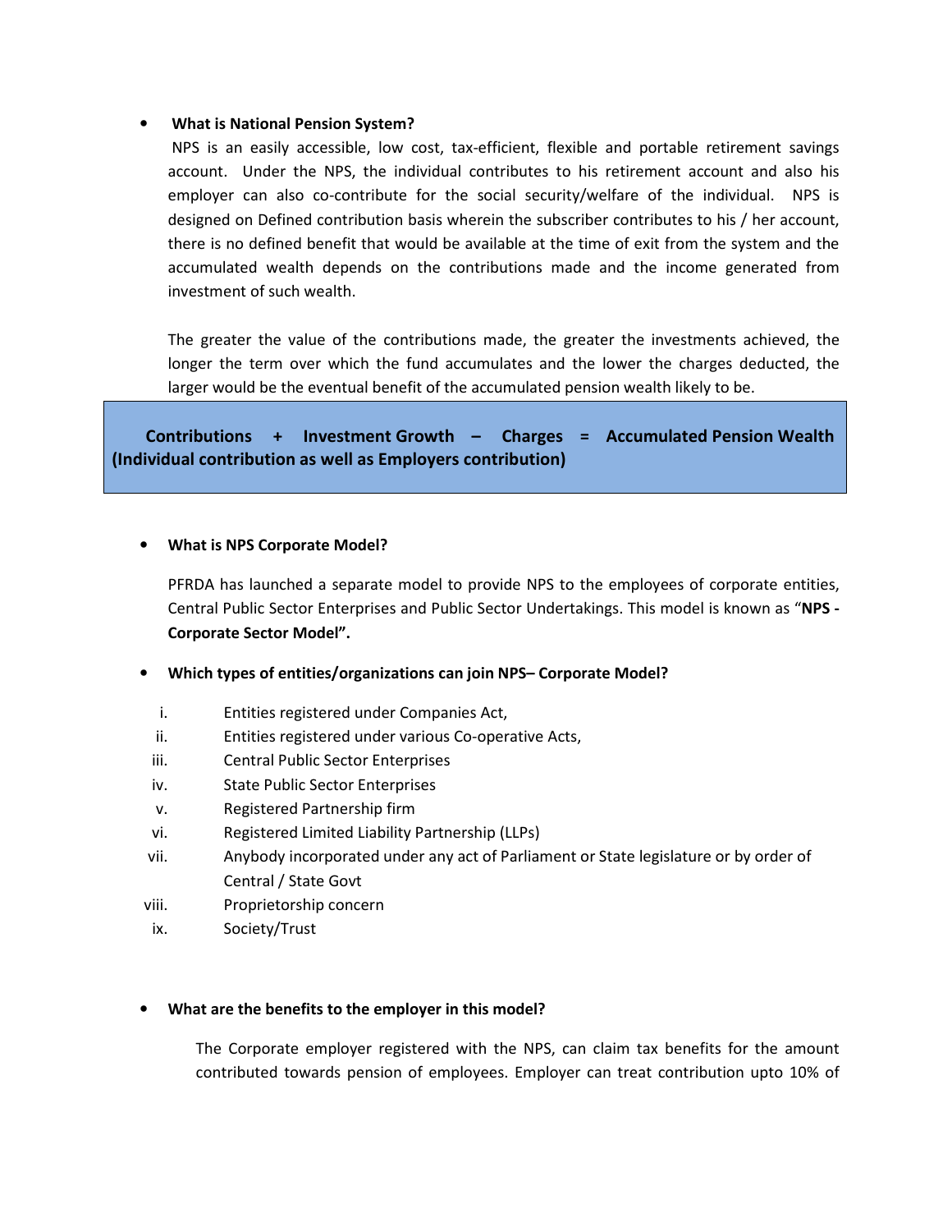- **What is National Pension System?**

  NPS is an easily accessible, low cost, tax-efficient, flexible and portable retirement savings account. Under the NPS, the individual contributes to his retirement account and also his employer can also co-contribute for the social security/welfare of the individual. NPS is designed on Defined contribution basis wherein the subscriber contributes to his / her account, there is no defined benefit that would be available at the time of exit from the system and the accumulated wealth depends on the contributions made and the income generated from investment of such wealth.

  The greater the value of the contributions made, the greater the investments achieved, the longer the term over which the fund accumulates and the lower the charges deducted, the larger would be the eventual benefit of the accumulated pension wealth likely to be.

**Contributions + Investment Growth – Charges = Accumulated Pension Wealth**
**(Individual contribution as well as Employers contribution)**

- **What is NPS Corporate Model?**

  PFRDA has launched a separate model to provide NPS to the employees of corporate entities, Central Public Sector Enterprises and Public Sector Undertakings. This model is known as "**NPS - Corporate Sector Model".**

- **Which types of entities/organizations can join NPS– Corporate Model?**

  i. Entities registered under Companies Act,
  ii. Entities registered under various Co-operative Acts,
  iii. Central Public Sector Enterprises
  iv. State Public Sector Enterprises
  v. Registered Partnership firm
  vi. Registered Limited Liability Partnership (LLPs)
  vii. Anybody incorporated under any act of Parliament or State legislature or by order of Central / State Govt
  viii. Proprietorship concern
  ix. Society/Trust

- **What are the benefits to the employer in this model?**

  The Corporate employer registered with the NPS, can claim tax benefits for the amount contributed towards pension of employees. Employer can treat contribution upto 10% of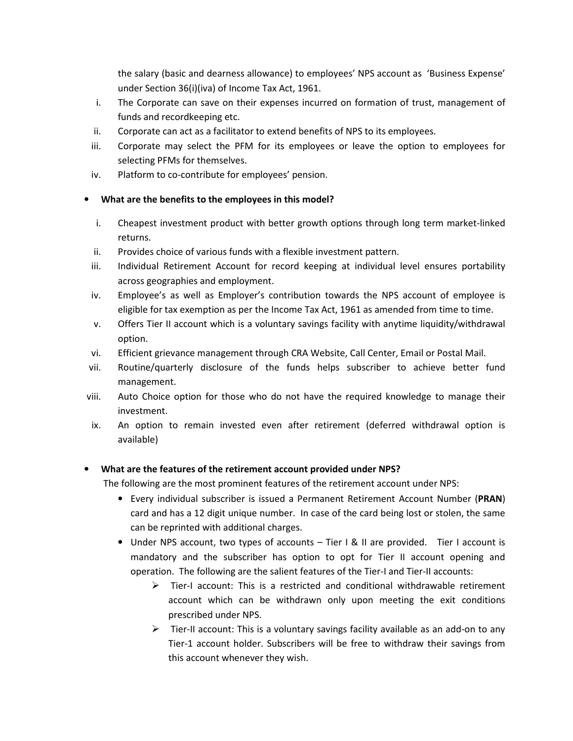the salary (basic and dearness allowance) to employees' NPS account as 'Business Expense' under Section 36(i)(iva) of Income Tax Act, 1961.

i. The Corporate can save on their expenses incurred on formation of trust, management of funds and recordkeeping etc.
ii. Corporate can act as a facilitator to extend benefits of NPS to its employees.
iii. Corporate may select the PFM for its employees or leave the option to employees for selecting PFMs for themselves.
iv. Platform to co-contribute for employees' pension.

- **What are the benefits to the employees in this model?**

i. Cheapest investment product with better growth options through long term market-linked returns.
ii. Provides choice of various funds with a flexible investment pattern.
iii. Individual Retirement Account for record keeping at individual level ensures portability across geographies and employment.
iv. Employee's as well as Employer's contribution towards the NPS account of employee is eligible for tax exemption as per the Income Tax Act, 1961 as amended from time to time.
v. Offers Tier II account which is a voluntary savings facility with anytime liquidity/withdrawal option.
vi. Efficient grievance management through CRA Website, Call Center, Email or Postal Mail.
vii. Routine/quarterly disclosure of the funds helps subscriber to achieve better fund management.
viii. Auto Choice option for those who do not have the required knowledge to manage their investment.
ix. An option to remain invested even after retirement (deferred withdrawal option is available)

- **What are the features of the retirement account provided under NPS?**

The following are the most prominent features of the retirement account under NPS:

- Every individual subscriber is issued a Permanent Retirement Account Number (**PRAN**) card and has a 12 digit unique number. In case of the card being lost or stolen, the same can be reprinted with additional charges.
- Under NPS account, two types of accounts – Tier I & II are provided. Tier I account is mandatory and the subscriber has option to opt for Tier II account opening and operation. The following are the salient features of the Tier-I and Tier-II accounts:
  - Tier-I account: This is a restricted and conditional withdrawable retirement account which can be withdrawn only upon meeting the exit conditions prescribed under NPS.
  - Tier-II account: This is a voluntary savings facility available as an add-on to any Tier-1 account holder. Subscribers will be free to withdraw their savings from this account whenever they wish.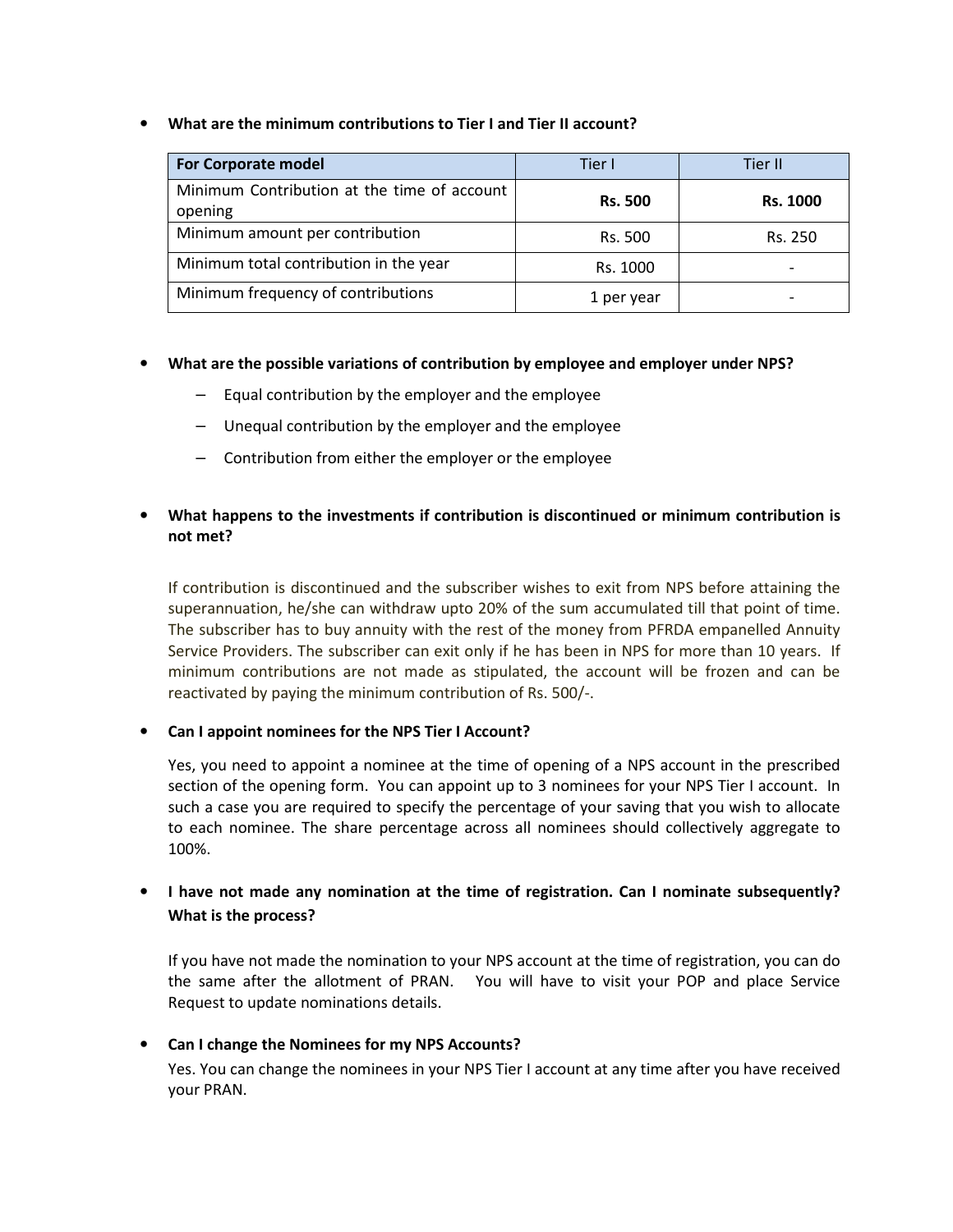- **What are the minimum contributions to Tier I and Tier II account?**

| **For Corporate model** | Tier I | Tier II |
|---|---|---|
| Minimum Contribution at the time of account opening | **Rs. 500** | **Rs. 1000** |
| Minimum amount per contribution | Rs. 500 | Rs. 250 |
| Minimum total contribution in the year | Rs. 1000 | - |
| Minimum frequency of contributions | 1 per year | - |

- **What are the possible variations of contribution by employee and employer under NPS?**
  - Equal contribution by the employer and the employee
  - Unequal contribution by the employer and the employee
  - Contribution from either the employer or the employee

- **What happens to the investments if contribution is discontinued or minimum contribution is not met?**

  If contribution is discontinued and the subscriber wishes to exit from NPS before attaining the superannuation, he/she can withdraw upto 20% of the sum accumulated till that point of time. The subscriber has to buy annuity with the rest of the money from PFRDA empanelled Annuity Service Providers. The subscriber can exit only if he has been in NPS for more than 10 years. If minimum contributions are not made as stipulated, the account will be frozen and can be reactivated by paying the minimum contribution of Rs. 500/-.

- **Can I appoint nominees for the NPS Tier I Account?**

  Yes, you need to appoint a nominee at the time of opening of a NPS account in the prescribed section of the opening form. You can appoint up to 3 nominees for your NPS Tier I account. In such a case you are required to specify the percentage of your saving that you wish to allocate to each nominee. The share percentage across all nominees should collectively aggregate to 100%.

- **I have not made any nomination at the time of registration. Can I nominate subsequently? What is the process?**

  If you have not made the nomination to your NPS account at the time of registration, you can do the same after the allotment of PRAN. You will have to visit your POP and place Service Request to update nominations details.

- **Can I change the Nominees for my NPS Accounts?**

  Yes. You can change the nominees in your NPS Tier I account at any time after you have received your PRAN.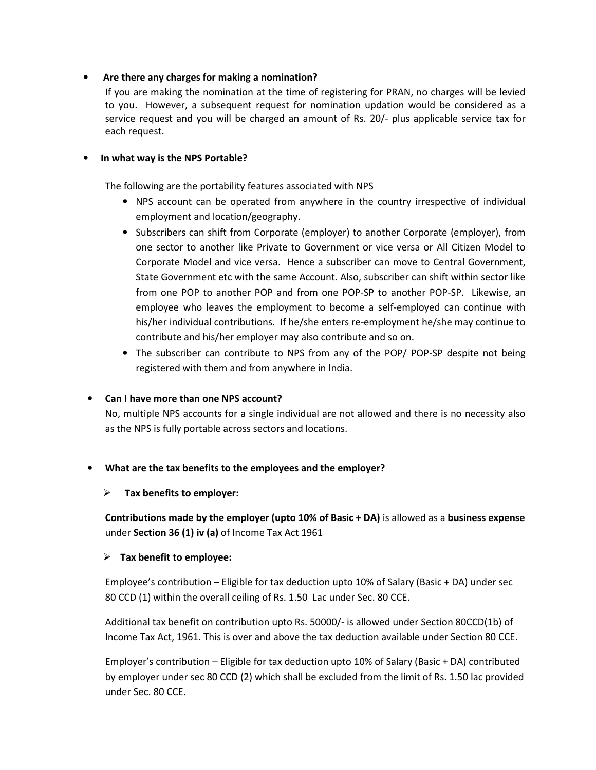- **Are there any charges for making a nomination?**

  If you are making the nomination at the time of registering for PRAN, no charges will be levied to you. However, a subsequent request for nomination updation would be considered as a service request and you will be charged an amount of Rs. 20/- plus applicable service tax for each request.

- **In what way is the NPS Portable?**

  The following are the portability features associated with NPS

  - NPS account can be operated from anywhere in the country irrespective of individual employment and location/geography.
  - Subscribers can shift from Corporate (employer) to another Corporate (employer), from one sector to another like Private to Government or vice versa or All Citizen Model to Corporate Model and vice versa. Hence a subscriber can move to Central Government, State Government etc with the same Account. Also, subscriber can shift within sector like from one POP to another POP and from one POP-SP to another POP-SP. Likewise, an employee who leaves the employment to become a self-employed can continue with his/her individual contributions. If he/she enters re-employment he/she may continue to contribute and his/her employer may also contribute and so on.
  - The subscriber can contribute to NPS from any of the POP/ POP-SP despite not being registered with them and from anywhere in India.

- **Can I have more than one NPS account?**

  No, multiple NPS accounts for a single individual are not allowed and there is no necessity also as the NPS is fully portable across sectors and locations.

- **What are the tax benefits to the employees and the employer?**

  - **Tax benefits to employer:**

  **Contributions made by the employer (upto 10% of Basic + DA)** is allowed as a **business expense** under **Section 36 (1) iv (a)** of Income Tax Act 1961

  - **Tax benefit to employee:**

  Employee's contribution – Eligible for tax deduction upto 10% of Salary (Basic + DA) under sec 80 CCD (1) within the overall ceiling of Rs. 1.50 Lac under Sec. 80 CCE.

  Additional tax benefit on contribution upto Rs. 50000/- is allowed under Section 80CCD(1b) of Income Tax Act, 1961. This is over and above the tax deduction available under Section 80 CCE.

  Employer's contribution – Eligible for tax deduction upto 10% of Salary (Basic + DA) contributed by employer under sec 80 CCD (2) which shall be excluded from the limit of Rs. 1.50 lac provided under Sec. 80 CCE.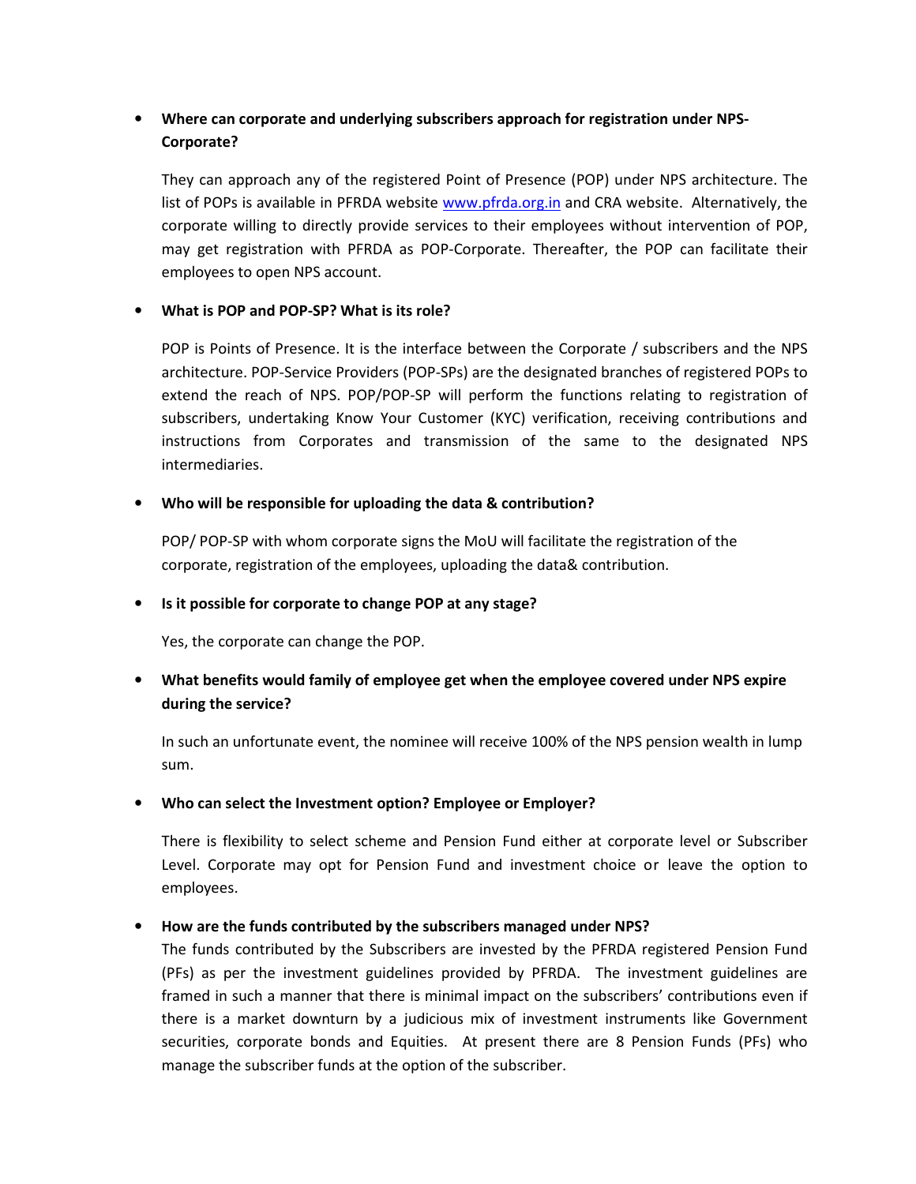- **Where can corporate and underlying subscribers approach for registration under NPS-Corporate?**

  They can approach any of the registered Point of Presence (POP) under NPS architecture. The list of POPs is available in PFRDA website [www.pfrda.org.in](http://www.pfrda.org.in) and CRA website. Alternatively, the corporate willing to directly provide services to their employees without intervention of POP, may get registration with PFRDA as POP-Corporate. Thereafter, the POP can facilitate their employees to open NPS account.

- **What is POP and POP-SP? What is its role?**

  POP is Points of Presence. It is the interface between the Corporate / subscribers and the NPS architecture. POP-Service Providers (POP-SPs) are the designated branches of registered POPs to extend the reach of NPS. POP/POP-SP will perform the functions relating to registration of subscribers, undertaking Know Your Customer (KYC) verification, receiving contributions and instructions from Corporates and transmission of the same to the designated NPS intermediaries.

- **Who will be responsible for uploading the data & contribution?**

  POP/ POP-SP with whom corporate signs the MoU will facilitate the registration of the corporate, registration of the employees, uploading the data& contribution.

- **Is it possible for corporate to change POP at any stage?**

  Yes, the corporate can change the POP.

- **What benefits would family of employee get when the employee covered under NPS expire during the service?**

  In such an unfortunate event, the nominee will receive 100% of the NPS pension wealth in lump sum.

- **Who can select the Investment option? Employee or Employer?**

  There is flexibility to select scheme and Pension Fund either at corporate level or Subscriber Level. Corporate may opt for Pension Fund and investment choice or leave the option to employees.

- **How are the funds contributed by the subscribers managed under NPS?**

  The funds contributed by the Subscribers are invested by the PFRDA registered Pension Fund (PFs) as per the investment guidelines provided by PFRDA. The investment guidelines are framed in such a manner that there is minimal impact on the subscribers' contributions even if there is a market downturn by a judicious mix of investment instruments like Government securities, corporate bonds and Equities. At present there are 8 Pension Funds (PFs) who manage the subscriber funds at the option of the subscriber.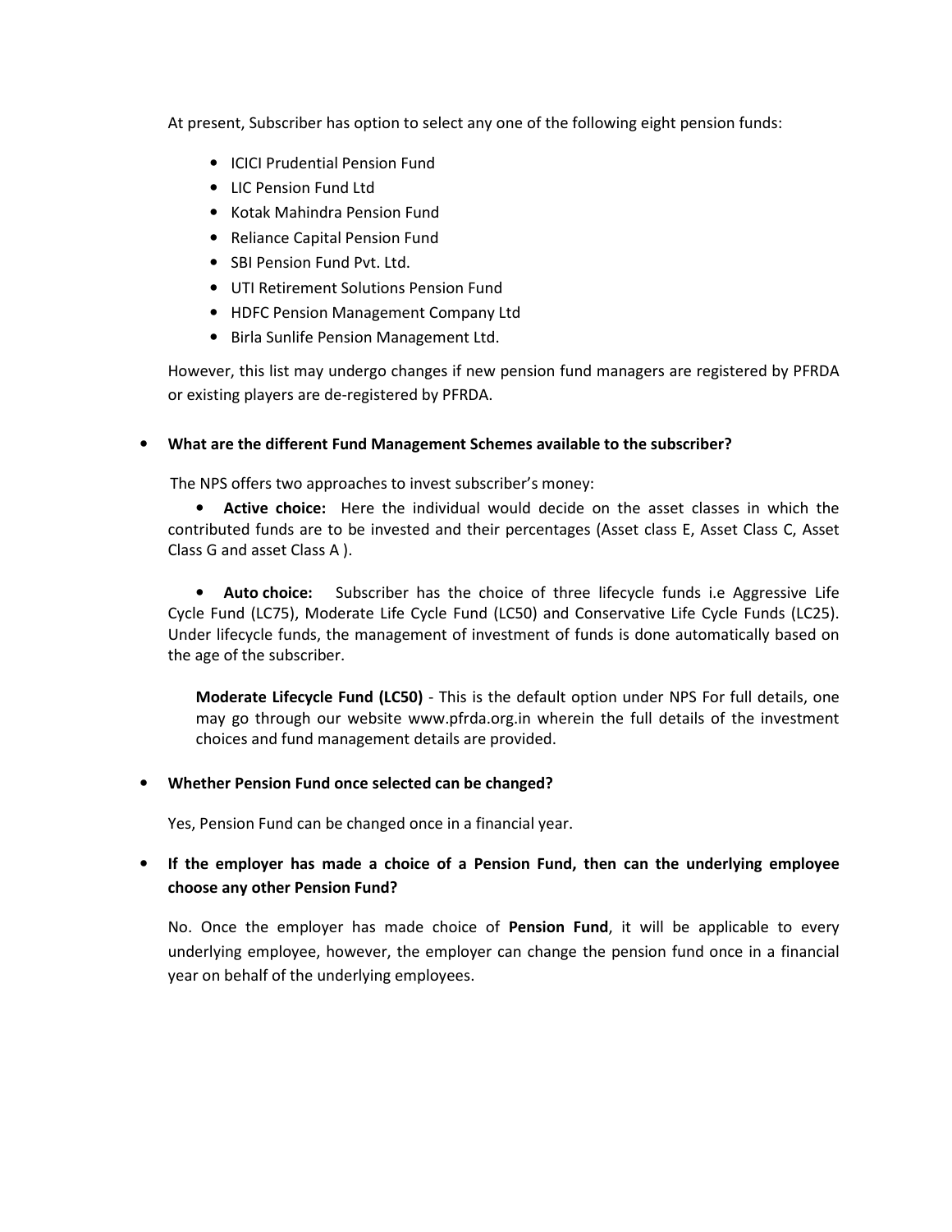At present, Subscriber has option to select any one of the following eight pension funds:

- ICICI Prudential Pension Fund
- LIC Pension Fund Ltd
- Kotak Mahindra Pension Fund
- Reliance Capital Pension Fund
- SBI Pension Fund Pvt. Ltd.
- UTI Retirement Solutions Pension Fund
- HDFC Pension Management Company Ltd
- Birla Sunlife Pension Management Ltd.

However, this list may undergo changes if new pension fund managers are registered by PFRDA or existing players are de-registered by PFRDA.

- **What are the different Fund Management Schemes available to the subscriber?**

The NPS offers two approaches to invest subscriber's money:

- **Active choice:** Here the individual would decide on the asset classes in which the contributed funds are to be invested and their percentages (Asset class E, Asset Class C, Asset Class G and asset Class A ).

- **Auto choice:** Subscriber has the choice of three lifecycle funds i.e Aggressive Life Cycle Fund (LC75), Moderate Life Cycle Fund (LC50) and Conservative Life Cycle Funds (LC25). Under lifecycle funds, the management of investment of funds is done automatically based on the age of the subscriber.

**Moderate Lifecycle Fund (LC50)** - This is the default option under NPS For full details, one may go through our website www.pfrda.org.in wherein the full details of the investment choices and fund management details are provided.

- **Whether Pension Fund once selected can be changed?**

Yes, Pension Fund can be changed once in a financial year.

- **If the employer has made a choice of a Pension Fund, then can the underlying employee choose any other Pension Fund?**

No. Once the employer has made choice of **Pension Fund**, it will be applicable to every underlying employee, however, the employer can change the pension fund once in a financial year on behalf of the underlying employees.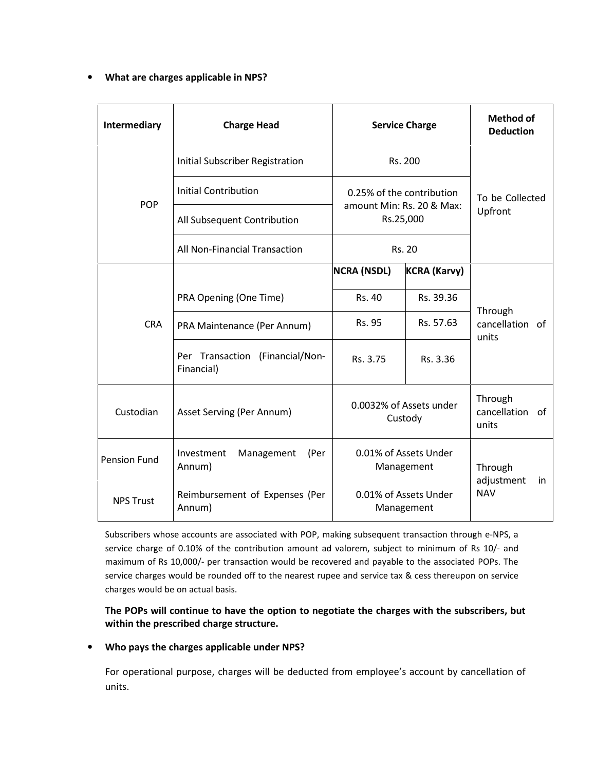- **What are charges applicable in NPS?**

| Intermediary | Charge Head | Service Charge | | Method of Deduction |
|---|---|---|---|---|
| POP | Initial Subscriber Registration | Rs. 200 | | To be Collected Upfront |
| | Initial Contribution | 0.25% of the contribution amount Min: Rs. 20 & Max: Rs.25,000 | | |
| | All Subsequent Contribution | | | |
| | All Non-Financial Transaction | Rs. 20 | | |
| CRA | | **NCRA (NSDL)** | **KCRA (Karvy)** | Through cancellation of units |
| | PRA Opening (One Time) | Rs. 40 | Rs. 39.36 | |
| | PRA Maintenance (Per Annum) | Rs. 95 | Rs. 57.63 | |
| | Per Transaction (Financial/Non-Financial) | Rs. 3.75 | Rs. 3.36 | |
| Custodian | Asset Serving (Per Annum) | 0.0032% of Assets under Custody | | Through cancellation of units |
| Pension Fund | Investment Management (Per Annum) | 0.01% of Assets Under Management | | Through adjustment in NAV |
| NPS Trust | Reimbursement of Expenses (Per Annum) | 0.01% of Assets Under Management | | |

Subscribers whose accounts are associated with POP, making subsequent transaction through e-NPS, a service charge of 0.10% of the contribution amount ad valorem, subject to minimum of Rs 10/- and maximum of Rs 10,000/- per transaction would be recovered and payable to the associated POPs. The service charges would be rounded off to the nearest rupee and service tax & cess thereupon on service charges would be on actual basis.

**The POPs will continue to have the option to negotiate the charges with the subscribers, but within the prescribed charge structure.**

- **Who pays the charges applicable under NPS?**

For operational purpose, charges will be deducted from employee's account by cancellation of units.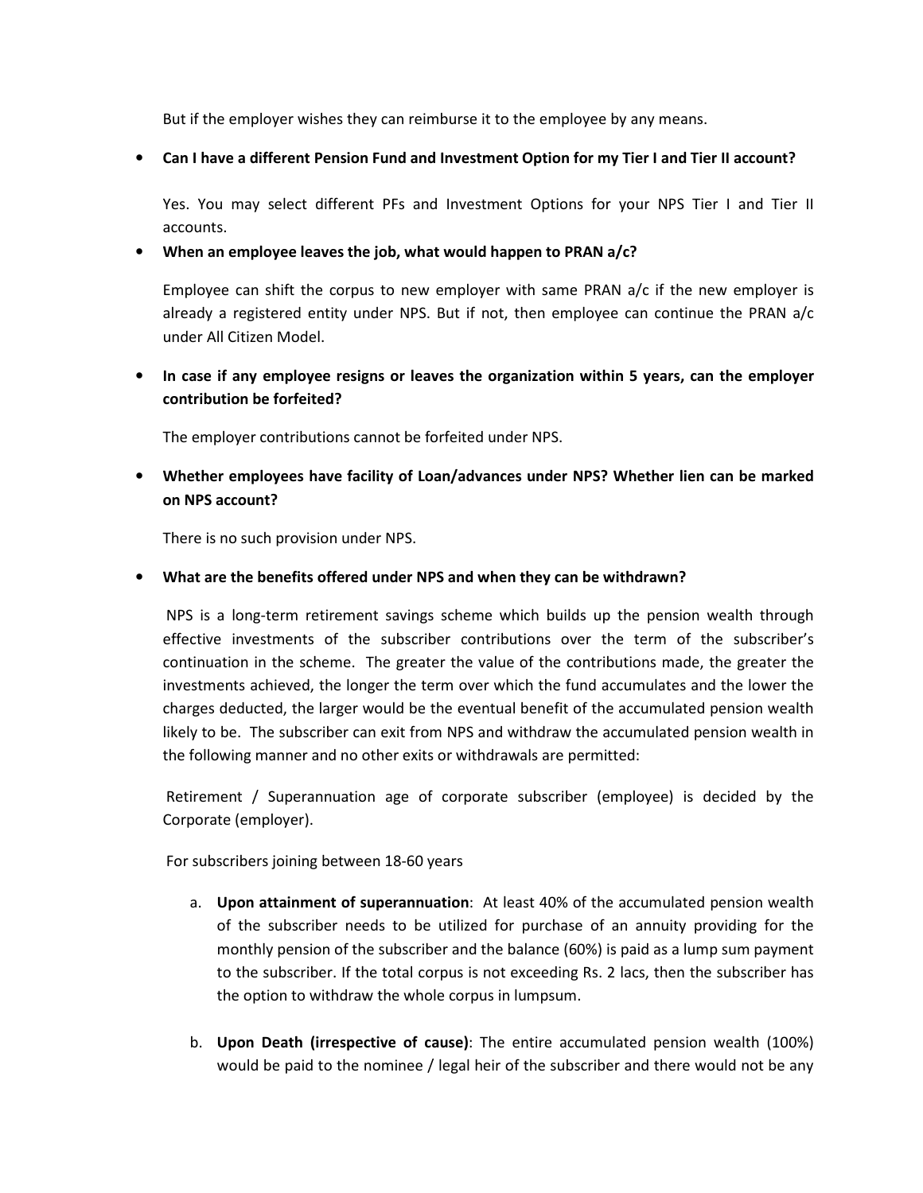But if the employer wishes they can reimburse it to the employee by any means.

- **Can I have a different Pension Fund and Investment Option for my Tier I and Tier II account?**

  Yes. You may select different PFs and Investment Options for your NPS Tier I and Tier II accounts.

- **When an employee leaves the job, what would happen to PRAN a/c?**

  Employee can shift the corpus to new employer with same PRAN a/c if the new employer is already a registered entity under NPS. But if not, then employee can continue the PRAN a/c under All Citizen Model.

- **In case if any employee resigns or leaves the organization within 5 years, can the employer contribution be forfeited?**

  The employer contributions cannot be forfeited under NPS.

- **Whether employees have facility of Loan/advances under NPS? Whether lien can be marked on NPS account?**

  There is no such provision under NPS.

- **What are the benefits offered under NPS and when they can be withdrawn?**

  NPS is a long-term retirement savings scheme which builds up the pension wealth through effective investments of the subscriber contributions over the term of the subscriber's continuation in the scheme. The greater the value of the contributions made, the greater the investments achieved, the longer the term over which the fund accumulates and the lower the charges deducted, the larger would be the eventual benefit of the accumulated pension wealth likely to be. The subscriber can exit from NPS and withdraw the accumulated pension wealth in the following manner and no other exits or withdrawals are permitted:

  Retirement / Superannuation age of corporate subscriber (employee) is decided by the Corporate (employer).

  For subscribers joining between 18-60 years

  a. **Upon attainment of superannuation**: At least 40% of the accumulated pension wealth of the subscriber needs to be utilized for purchase of an annuity providing for the monthly pension of the subscriber and the balance (60%) is paid as a lump sum payment to the subscriber. If the total corpus is not exceeding Rs. 2 lacs, then the subscriber has the option to withdraw the whole corpus in lumpsum.

  b. **Upon Death (irrespective of cause)**: The entire accumulated pension wealth (100%) would be paid to the nominee / legal heir of the subscriber and there would not be any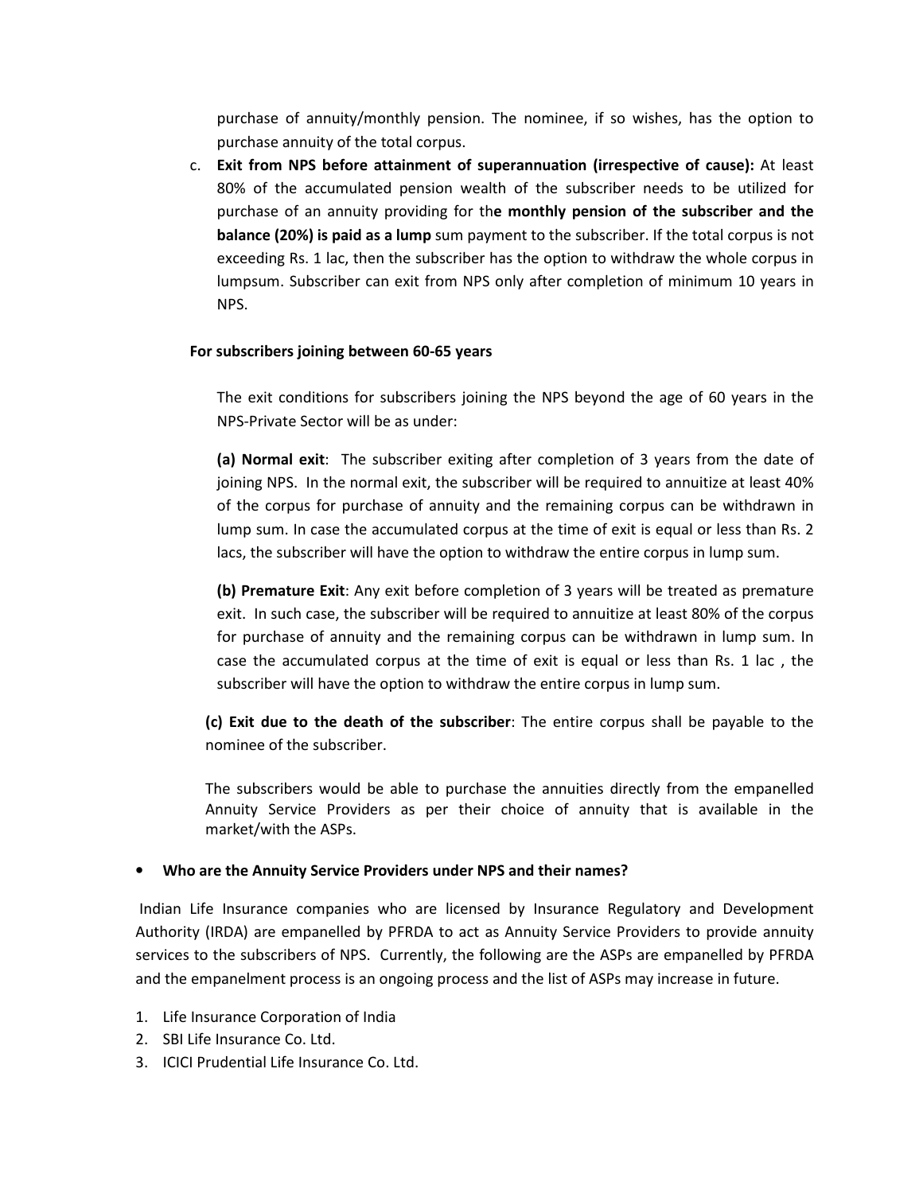purchase of annuity/monthly pension. The nominee, if so wishes, has the option to purchase annuity of the total corpus.

c. **Exit from NPS before attainment of superannuation (irrespective of cause):** At least 80% of the accumulated pension wealth of the subscriber needs to be utilized for purchase of an annuity providing for th**e monthly pension of the subscriber and the balance (20%) is paid as a lump** sum payment to the subscriber. If the total corpus is not exceeding Rs. 1 lac, then the subscriber has the option to withdraw the whole corpus in lumpsum. Subscriber can exit from NPS only after completion of minimum 10 years in NPS.

**For subscribers joining between 60-65 years**

The exit conditions for subscribers joining the NPS beyond the age of 60 years in the NPS-Private Sector will be as under:

**(a) Normal exit**: The subscriber exiting after completion of 3 years from the date of joining NPS. In the normal exit, the subscriber will be required to annuitize at least 40% of the corpus for purchase of annuity and the remaining corpus can be withdrawn in lump sum. In case the accumulated corpus at the time of exit is equal or less than Rs. 2 lacs, the subscriber will have the option to withdraw the entire corpus in lump sum.

**(b) Premature Exit**: Any exit before completion of 3 years will be treated as premature exit. In such case, the subscriber will be required to annuitize at least 80% of the corpus for purchase of annuity and the remaining corpus can be withdrawn in lump sum. In case the accumulated corpus at the time of exit is equal or less than Rs. 1 lac , the subscriber will have the option to withdraw the entire corpus in lump sum.

**(c) Exit due to the death of the subscriber**: The entire corpus shall be payable to the nominee of the subscriber.

The subscribers would be able to purchase the annuities directly from the empanelled Annuity Service Providers as per their choice of annuity that is available in the market/with the ASPs.

- **Who are the Annuity Service Providers under NPS and their names?**

Indian Life Insurance companies who are licensed by Insurance Regulatory and Development Authority (IRDA) are empanelled by PFRDA to act as Annuity Service Providers to provide annuity services to the subscribers of NPS. Currently, the following are the ASPs are empanelled by PFRDA and the empanelment process is an ongoing process and the list of ASPs may increase in future.

1. Life Insurance Corporation of India
2. SBI Life Insurance Co. Ltd.
3. ICICI Prudential Life Insurance Co. Ltd.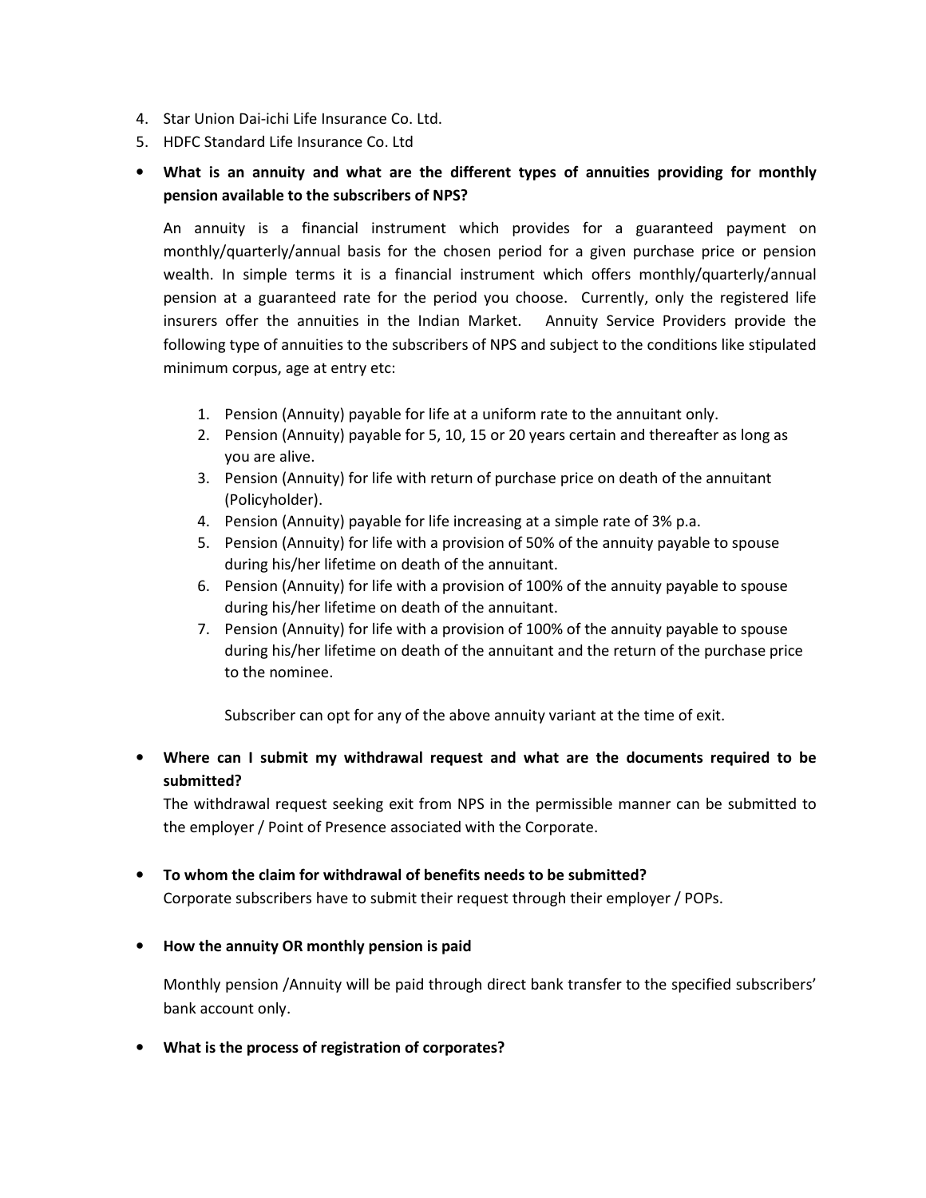4. Star Union Dai-ichi Life Insurance Co. Ltd.
5. HDFC Standard Life Insurance Co. Ltd

- **What is an annuity and what are the different types of annuities providing for monthly pension available to the subscribers of NPS?**

  An annuity is a financial instrument which provides for a guaranteed payment on monthly/quarterly/annual basis for the chosen period for a given purchase price or pension wealth. In simple terms it is a financial instrument which offers monthly/quarterly/annual pension at a guaranteed rate for the period you choose. Currently, only the registered life insurers offer the annuities in the Indian Market. Annuity Service Providers provide the following type of annuities to the subscribers of NPS and subject to the conditions like stipulated minimum corpus, age at entry etc:

  1. Pension (Annuity) payable for life at a uniform rate to the annuitant only.
  2. Pension (Annuity) payable for 5, 10, 15 or 20 years certain and thereafter as long as you are alive.
  3. Pension (Annuity) for life with return of purchase price on death of the annuitant (Policyholder).
  4. Pension (Annuity) payable for life increasing at a simple rate of 3% p.a.
  5. Pension (Annuity) for life with a provision of 50% of the annuity payable to spouse during his/her lifetime on death of the annuitant.
  6. Pension (Annuity) for life with a provision of 100% of the annuity payable to spouse during his/her lifetime on death of the annuitant.
  7. Pension (Annuity) for life with a provision of 100% of the annuity payable to spouse during his/her lifetime on death of the annuitant and the return of the purchase price to the nominee.

  Subscriber can opt for any of the above annuity variant at the time of exit.

- **Where can I submit my withdrawal request and what are the documents required to be submitted?**

  The withdrawal request seeking exit from NPS in the permissible manner can be submitted to the employer / Point of Presence associated with the Corporate.

- **To whom the claim for withdrawal of benefits needs to be submitted?**

  Corporate subscribers have to submit their request through their employer / POPs.

- **How the annuity OR monthly pension is paid**

  Monthly pension /Annuity will be paid through direct bank transfer to the specified subscribers' bank account only.

- **What is the process of registration of corporates?**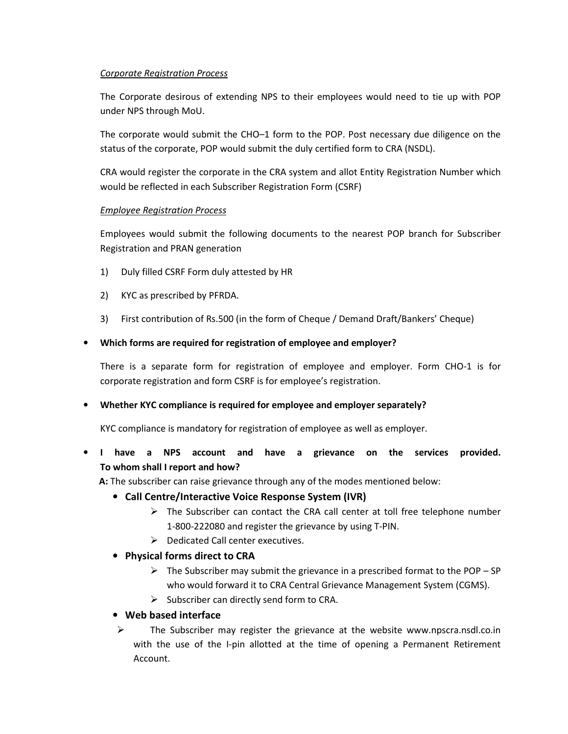*Corporate Registration Process*

The Corporate desirous of extending NPS to their employees would need to tie up with POP under NPS through MoU.

The corporate would submit the CHO–1 form to the POP. Post necessary due diligence on the status of the corporate, POP would submit the duly certified form to CRA (NSDL).

CRA would register the corporate in the CRA system and allot Entity Registration Number which would be reflected in each Subscriber Registration Form (CSRF)

*Employee Registration Process*

Employees would submit the following documents to the nearest POP branch for Subscriber Registration and PRAN generation

1) Duly filled CSRF Form duly attested by HR
2) KYC as prescribed by PFRDA.
3) First contribution of Rs.500 (in the form of Cheque / Demand Draft/Bankers' Cheque)

- **Which forms are required for registration of employee and employer?**

  There is a separate form for registration of employee and employer. Form CHO-1 is for corporate registration and form CSRF is for employee's registration.

- **Whether KYC compliance is required for employee and employer separately?**

  KYC compliance is mandatory for registration of employee as well as employer.

- **I have a NPS account and have a grievance on the services provided. To whom shall I report and how?**

  **A:** The subscriber can raise grievance through any of the modes mentioned below:

  - **Call Centre/Interactive Voice Response System (IVR)**
    - The Subscriber can contact the CRA call center at toll free telephone number 1-800-222080 and register the grievance by using T-PIN.
    - Dedicated Call center executives.
  - **Physical forms direct to CRA**
    - The Subscriber may submit the grievance in a prescribed format to the POP – SP who would forward it to CRA Central Grievance Management System (CGMS).
    - Subscriber can directly send form to CRA.
  - **Web based interface**
    - The Subscriber may register the grievance at the website www.npscra.nsdl.co.in with the use of the I-pin allotted at the time of opening a Permanent Retirement Account.